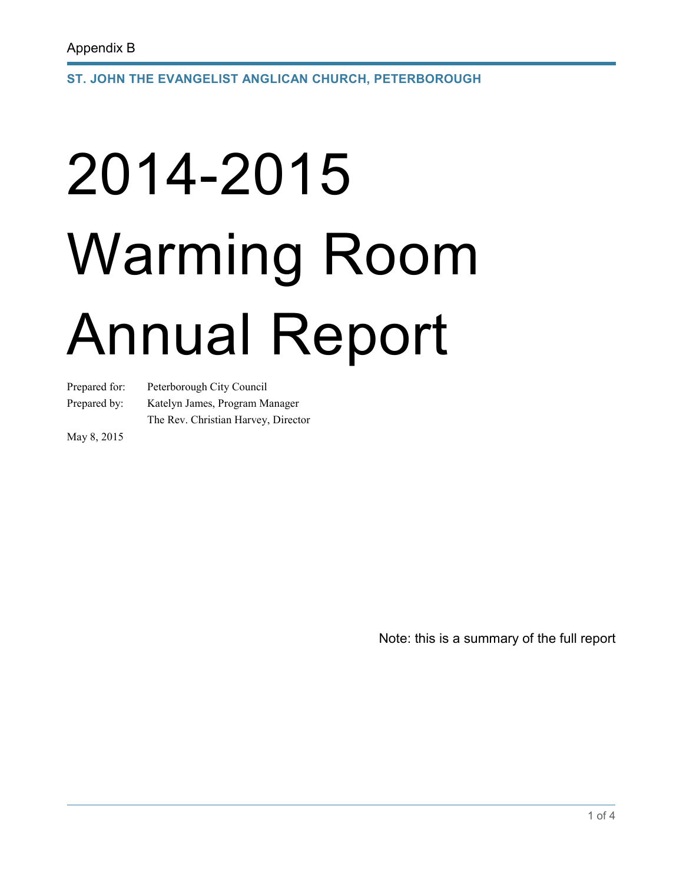Appendix B

**ST. JOHN THE EVANGELIST ANGLICAN CHURCH, PETERBOROUGH**

# 2014-2015 Warming Room Annual Report

Prepared for: Peterborough City Council

Prepared by: Katelyn James, Program Manager
The Rev. Christian Harvey, Director

May 8, 2015

Note: this is a summary of the full report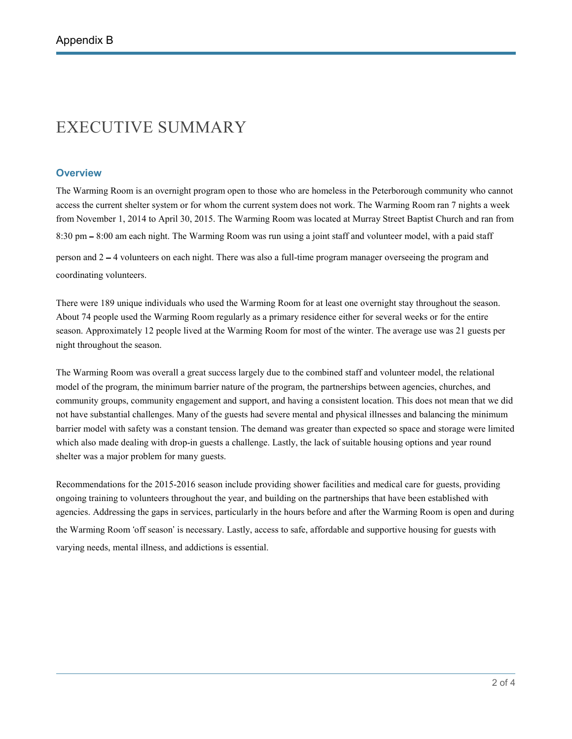Appendix B

# EXECUTIVE SUMMARY

## Overview

The Warming Room is an overnight program open to those who are homeless in the Peterborough community who cannot access the current shelter system or for whom the current system does not work. The Warming Room ran 7 nights a week from November 1, 2014 to April 30, 2015. The Warming Room was located at Murray Street Baptist Church and ran from 8:30 pm – 8:00 am each night. The Warming Room was run using a joint staff and volunteer model, with a paid staff person and 2 – 4 volunteers on each night. There was also a full-time program manager overseeing the program and coordinating volunteers.

There were 189 unique individuals who used the Warming Room for at least one overnight stay throughout the season. About 74 people used the Warming Room regularly as a primary residence either for several weeks or for the entire season. Approximately 12 people lived at the Warming Room for most of the winter. The average use was 21 guests per night throughout the season.

The Warming Room was overall a great success largely due to the combined staff and volunteer model, the relational model of the program, the minimum barrier nature of the program, the partnerships between agencies, churches, and community groups, community engagement and support, and having a consistent location. This does not mean that we did not have substantial challenges. Many of the guests had severe mental and physical illnesses and balancing the minimum barrier model with safety was a constant tension. The demand was greater than expected so space and storage were limited which also made dealing with drop-in guests a challenge. Lastly, the lack of suitable housing options and year round shelter was a major problem for many guests.

Recommendations for the 2015-2016 season include providing shower facilities and medical care for guests, providing ongoing training to volunteers throughout the year, and building on the partnerships that have been established with agencies. Addressing the gaps in services, particularly in the hours before and after the Warming Room is open and during the Warming Room 'off season' is necessary. Lastly, access to safe, affordable and supportive housing for guests with varying needs, mental illness, and addictions is essential.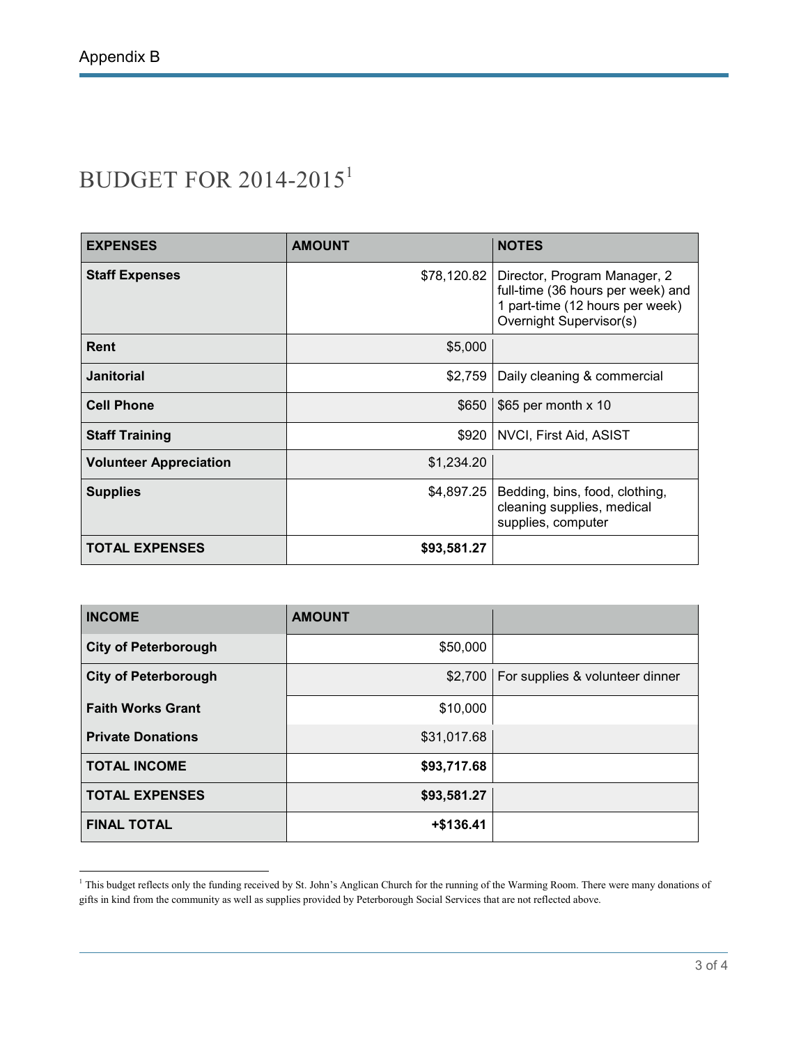Appendix B

# BUDGET FOR 2014-2015[1]

| EXPENSES | AMOUNT | NOTES |
| --- | --- | --- |
| **Staff Expenses** | $78,120.82 | Director, Program Manager, 2 full-time (36 hours per week) and 1 part-time (12 hours per week) Overnight Supervisor(s) |
| **Rent** | $5,000 | |
| **Janitorial** | $2,759 | Daily cleaning & commercial |
| **Cell Phone** | $650 | $65 per month x 10 |
| **Staff Training** | $920 | NVCI, First Aid, ASIST |
| **Volunteer Appreciation** | $1,234.20 | |
| **Supplies** | $4,897.25 | Bedding, bins, food, clothing, cleaning supplies, medical supplies, computer |
| **TOTAL EXPENSES** | **$93,581.27** | |

| INCOME | AMOUNT | |
| --- | --- | --- |
| **City of Peterborough** | $50,000 | |
| **City of Peterborough** | $2,700 | For supplies & volunteer dinner |
| **Faith Works Grant** | $10,000 | |
| **Private Donations** | $31,017.68 | |
| **TOTAL INCOME** | **$93,717.68** | |
| **TOTAL EXPENSES** | **$93,581.27** | |
| **FINAL TOTAL** | **+$136.41** | |

[1] This budget reflects only the funding received by St. John's Anglican Church for the running of the Warming Room. There were many donations of gifts in kind from the community as well as supplies provided by Peterborough Social Services that are not reflected above.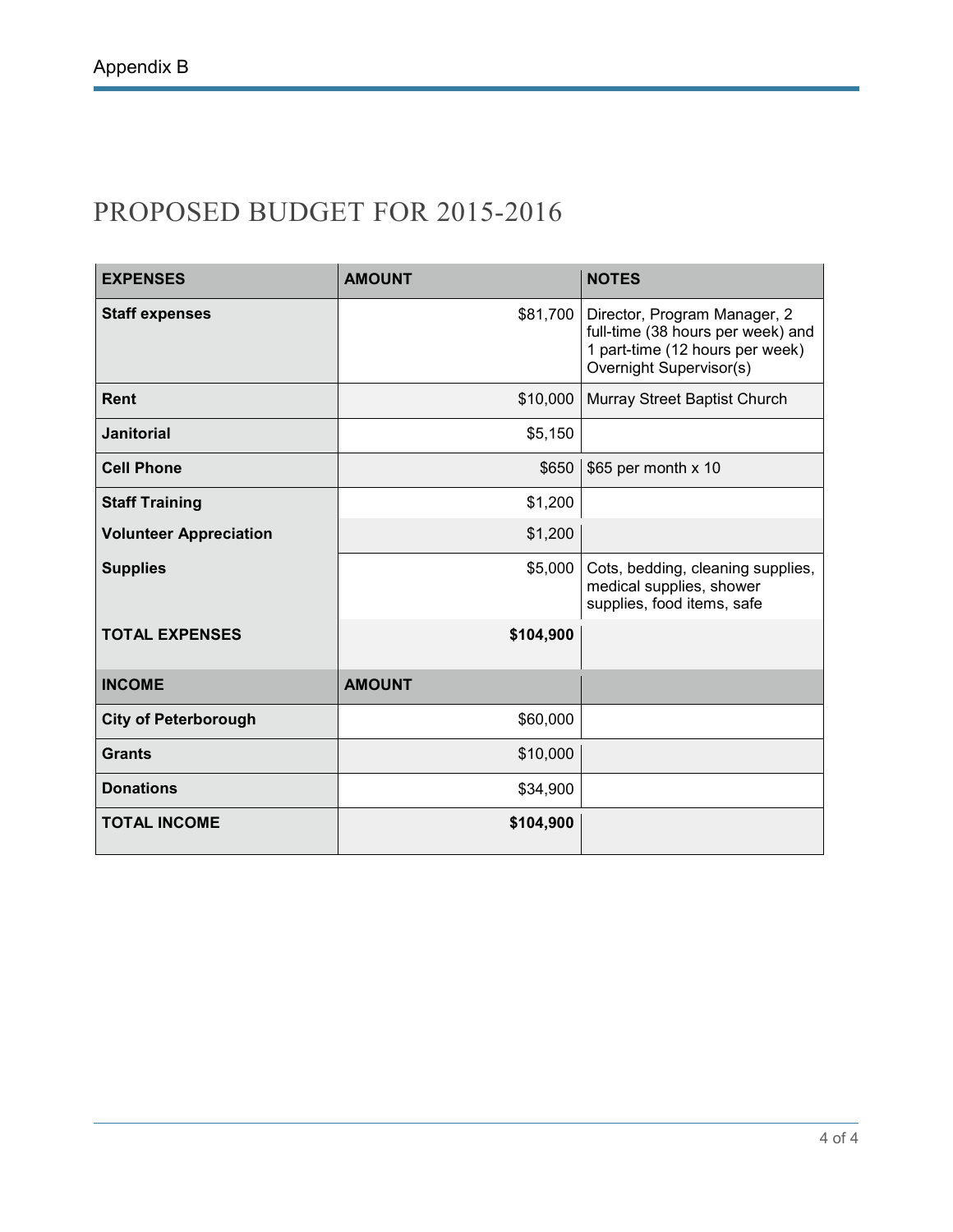Appendix B

# PROPOSED BUDGET FOR 2015-2016

| EXPENSES | AMOUNT | NOTES |
| --- | --- | --- |
| **Staff expenses** | $81,700 | Director, Program Manager, 2 full-time (38 hours per week) and 1 part-time (12 hours per week) Overnight Supervisor(s) |
| **Rent** | $10,000 | Murray Street Baptist Church |
| **Janitorial** | $5,150 | |
| **Cell Phone** | $650 | $65 per month x 10 |
| **Staff Training** | $1,200 | |
| **Volunteer Appreciation** | $1,200 | |
| **Supplies** | $5,000 | Cots, bedding, cleaning supplies, medical supplies, shower supplies, food items, safe |
| **TOTAL EXPENSES** | **$104,900** | |
| **INCOME** | **AMOUNT** | |
| **City of Peterborough** | $60,000 | |
| **Grants** | $10,000 | |
| **Donations** | $34,900 | |
| **TOTAL INCOME** | **$104,900** | |